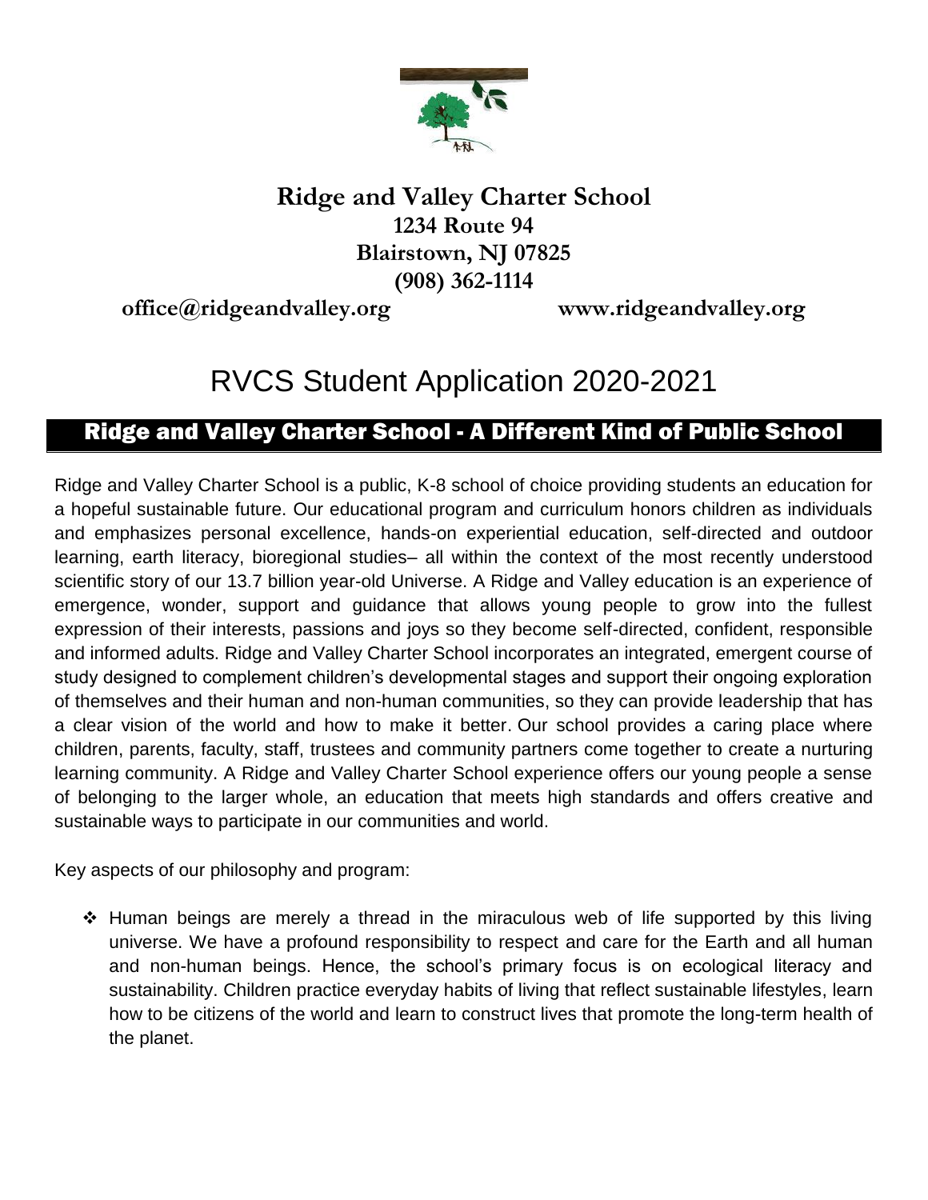**Ridge and Valley Charter School**
**1234 Route 94**
**Blairstown, NJ 07825**
**(908) 362-1114**
**office@ridgeandvalley.org** **www.ridgeandvalley.org**

# RVCS Student Application 2020-2021

## Ridge and Valley Charter School - A Different Kind of Public School

Ridge and Valley Charter School is a public, K-8 school of choice providing students an education for a hopeful sustainable future. Our educational program and curriculum honors children as individuals and emphasizes personal excellence, hands-on experiential education, self-directed and outdoor learning, earth literacy, bioregional studies– all within the context of the most recently understood scientific story of our 13.7 billion year-old Universe. A Ridge and Valley education is an experience of emergence, wonder, support and guidance that allows young people to grow into the fullest expression of their interests, passions and joys so they become self-directed, confident, responsible and informed adults. Ridge and Valley Charter School incorporates an integrated, emergent course of study designed to complement children's developmental stages and support their ongoing exploration of themselves and their human and non-human communities, so they can provide leadership that has a clear vision of the world and how to make it better. Our school provides a caring place where children, parents, faculty, staff, trustees and community partners come together to create a nurturing learning community. A Ridge and Valley Charter School experience offers our young people a sense of belonging to the larger whole, an education that meets high standards and offers creative and sustainable ways to participate in our communities and world.

Key aspects of our philosophy and program:

- Human beings are merely a thread in the miraculous web of life supported by this living universe. We have a profound responsibility to respect and care for the Earth and all human and non-human beings. Hence, the school's primary focus is on ecological literacy and sustainability. Children practice everyday habits of living that reflect sustainable lifestyles, learn how to be citizens of the world and learn to construct lives that promote the long-term health of the planet.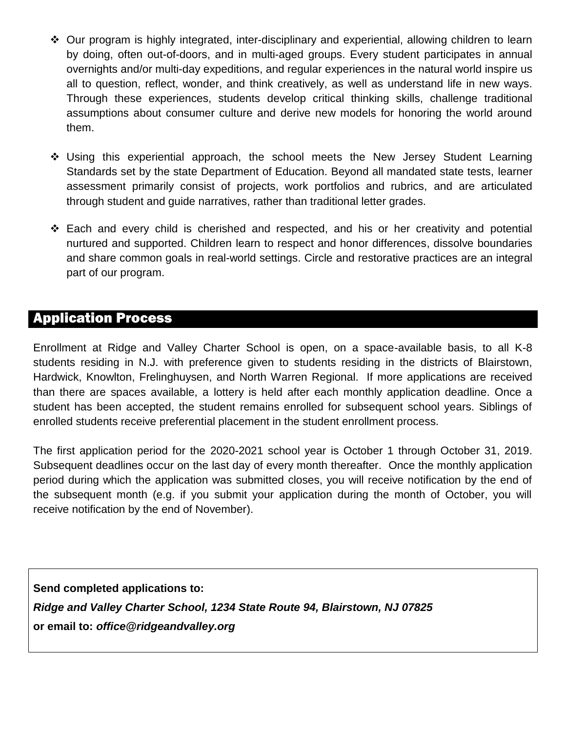- Our program is highly integrated, inter-disciplinary and experiential, allowing children to learn by doing, often out-of-doors, and in multi-aged groups. Every student participates in annual overnights and/or multi-day expeditions, and regular experiences in the natural world inspire us all to question, reflect, wonder, and think creatively, as well as understand life in new ways. Through these experiences, students develop critical thinking skills, challenge traditional assumptions about consumer culture and derive new models for honoring the world around them.

- Using this experiential approach, the school meets the New Jersey Student Learning Standards set by the state Department of Education. Beyond all mandated state tests, learner assessment primarily consist of projects, work portfolios and rubrics, and are articulated through student and guide narratives, rather than traditional letter grades.

- Each and every child is cherished and respected, and his or her creativity and potential nurtured and supported. Children learn to respect and honor differences, dissolve boundaries and share common goals in real-world settings. Circle and restorative practices are an integral part of our program.

## Application Process

Enrollment at Ridge and Valley Charter School is open, on a space-available basis, to all K-8 students residing in N.J. with preference given to students residing in the districts of Blairstown, Hardwick, Knowlton, Frelinghuysen, and North Warren Regional. If more applications are received than there are spaces available, a lottery is held after each monthly application deadline. Once a student has been accepted, the student remains enrolled for subsequent school years. Siblings of enrolled students receive preferential placement in the student enrollment process.

The first application period for the 2020-2021 school year is October 1 through October 31, 2019. Subsequent deadlines occur on the last day of every month thereafter. Once the monthly application period during which the application was submitted closes, you will receive notification by the end of the subsequent month (e.g. if you submit your application during the month of October, you will receive notification by the end of November).

**Send completed applications to:**

***Ridge and Valley Charter School, 1234 State Route 94, Blairstown, NJ 07825***

**or email to:** ***office@ridgeandvalley.org***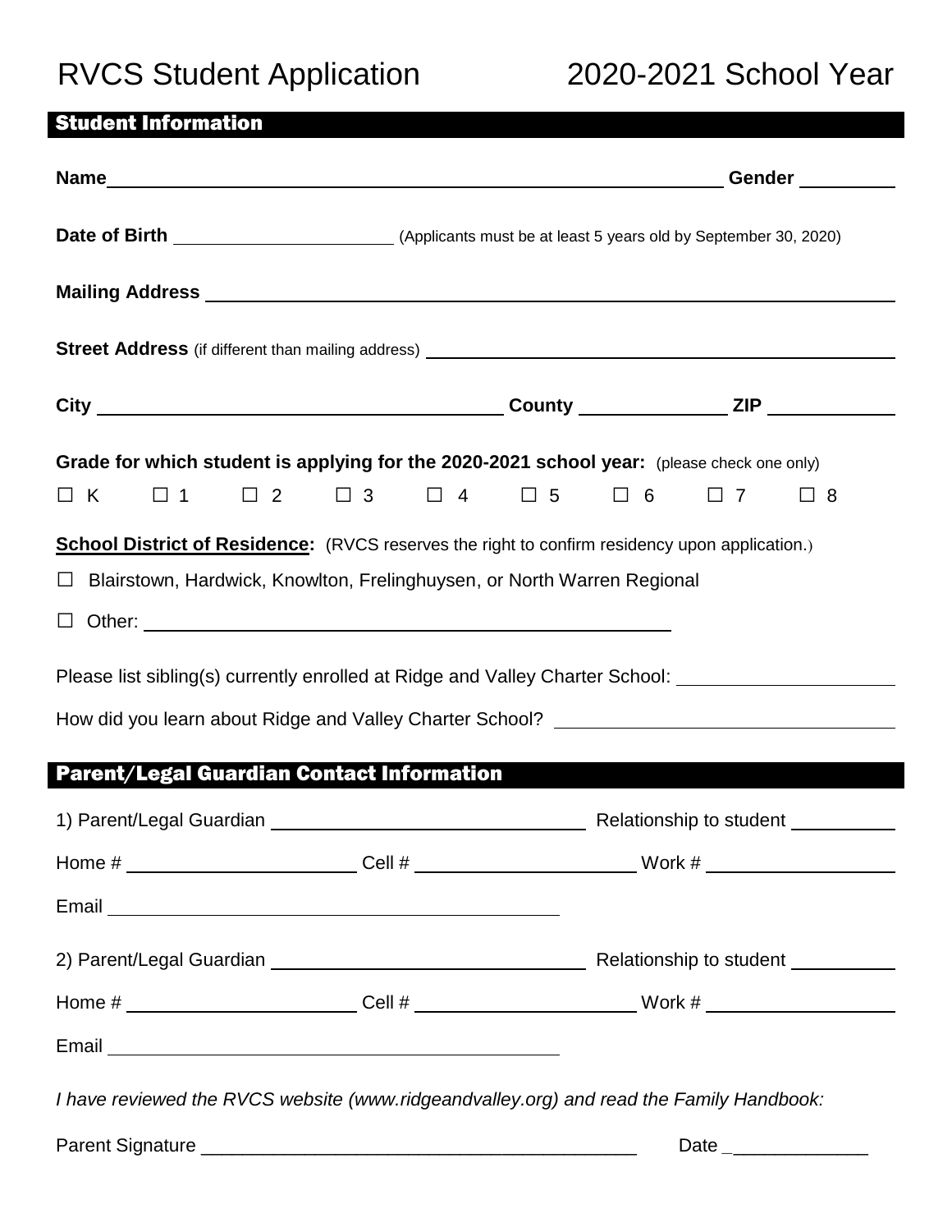# RVCS Student Application 2020-2021 School Year

## Student Information

**Name** ______________________________ **Gender** __________

**Date of Birth** ______________________ (Applicants must be at least 5 years old by September 30, 2020)

**Mailing Address** ______________________________________________

**Street Address** (if different than mailing address) ______________________________

**City** ______________________ **County** ______________ **ZIP** ____________

**Grade for which student is applying for the 2020-2021 school year:** (please check one only)

☐ K ☐ 1 ☐ 2 ☐ 3 ☐ 4 ☐ 5 ☐ 6 ☐ 7 ☐ 8

**School District of Residence:** (RVCS reserves the right to confirm residency upon application.)

☐ Blairstown, Hardwick, Knowlton, Frelinghuysen, or North Warren Regional

☐ Other: ______________________________

Please list sibling(s) currently enrolled at Ridge and Valley Charter School: ____________________

How did you learn about Ridge and Valley Charter School? ______________________________

## Parent/Legal Guardian Contact Information

1) Parent/Legal Guardian ______________________________ Relationship to student __________

Home # ____________________ Cell # ____________________ Work # ____________________

Email ______________________________

2) Parent/Legal Guardian ______________________________ Relationship to student __________

Home # ____________________ Cell # ____________________ Work # ____________________

Email ______________________________

*I have reviewed the RVCS website (www.ridgeandvalley.org) and read the Family Handbook:*

Parent Signature ___________________________________________ Date _____________